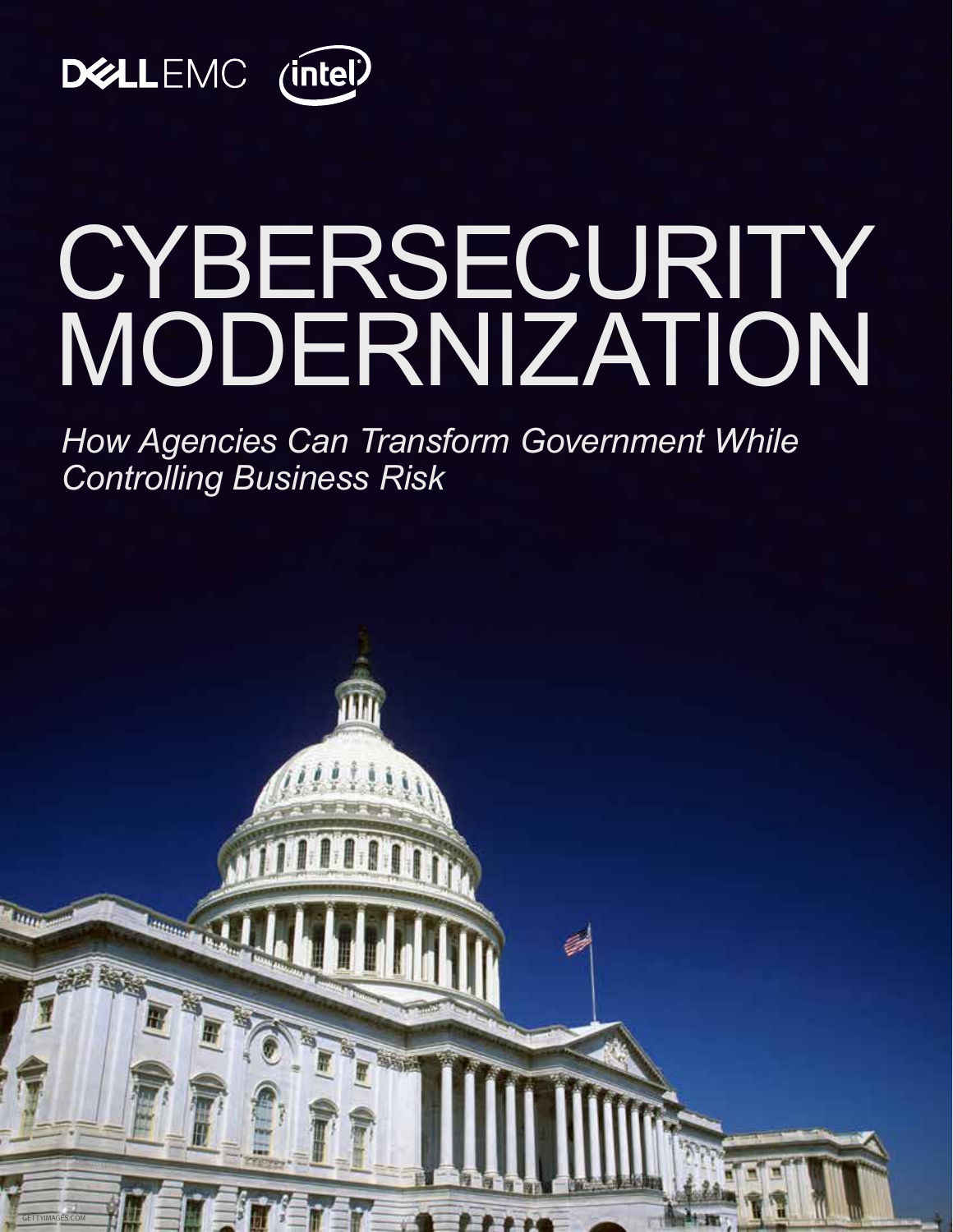DELL EMC intel

# CYBERSECURITY MODERNIZATION

*How Agencies Can Transform Government While Controlling Business Risk*

GETTYIMAGES.COM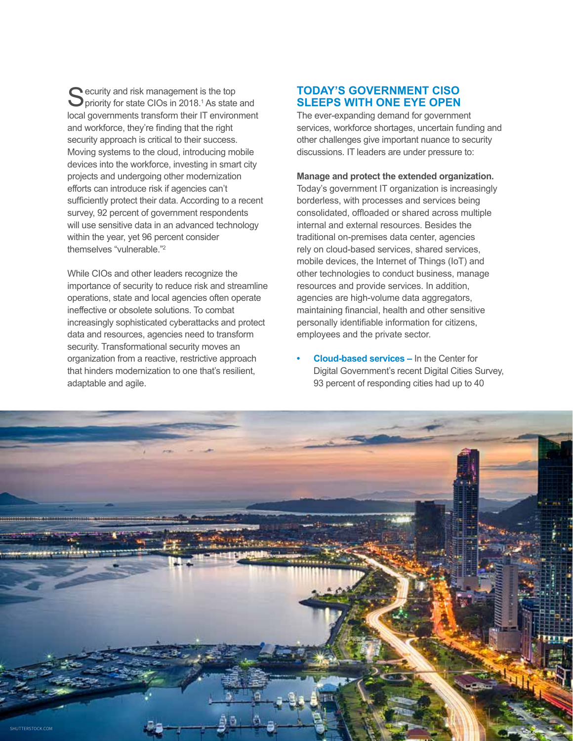Security and risk management is the top priority for state CIOs in 2018.[1] As state and local governments transform their IT environment and workforce, they're finding that the right security approach is critical to their success. Moving systems to the cloud, introducing mobile devices into the workforce, investing in smart city projects and undergoing other modernization efforts can introduce risk if agencies can't sufficiently protect their data. According to a recent survey, 92 percent of government respondents will use sensitive data in an advanced technology within the year, yet 96 percent consider themselves "vulnerable."[2]

While CIOs and other leaders recognize the importance of security to reduce risk and streamline operations, state and local agencies often operate ineffective or obsolete solutions. To combat increasingly sophisticated cyberattacks and protect data and resources, agencies need to transform security. Transformational security moves an organization from a reactive, restrictive approach that hinders modernization to one that's resilient, adaptable and agile.

## TODAY'S GOVERNMENT CISO SLEEPS WITH ONE EYE OPEN

The ever-expanding demand for government services, workforce shortages, uncertain funding and other challenges give important nuance to security discussions. IT leaders are under pressure to:

**Manage and protect the extended organization.** Today's government IT organization is increasingly borderless, with processes and services being consolidated, offloaded or shared across multiple internal and external resources. Besides the traditional on-premises data center, agencies rely on cloud-based services, shared services, mobile devices, the Internet of Things (IoT) and other technologies to conduct business, manage resources and provide services. In addition, agencies are high-volume data aggregators, maintaining financial, health and other sensitive personally identifiable information for citizens, employees and the private sector.

- **Cloud-based services –** In the Center for Digital Government's recent Digital Cities Survey, 93 percent of responding cities had up to 40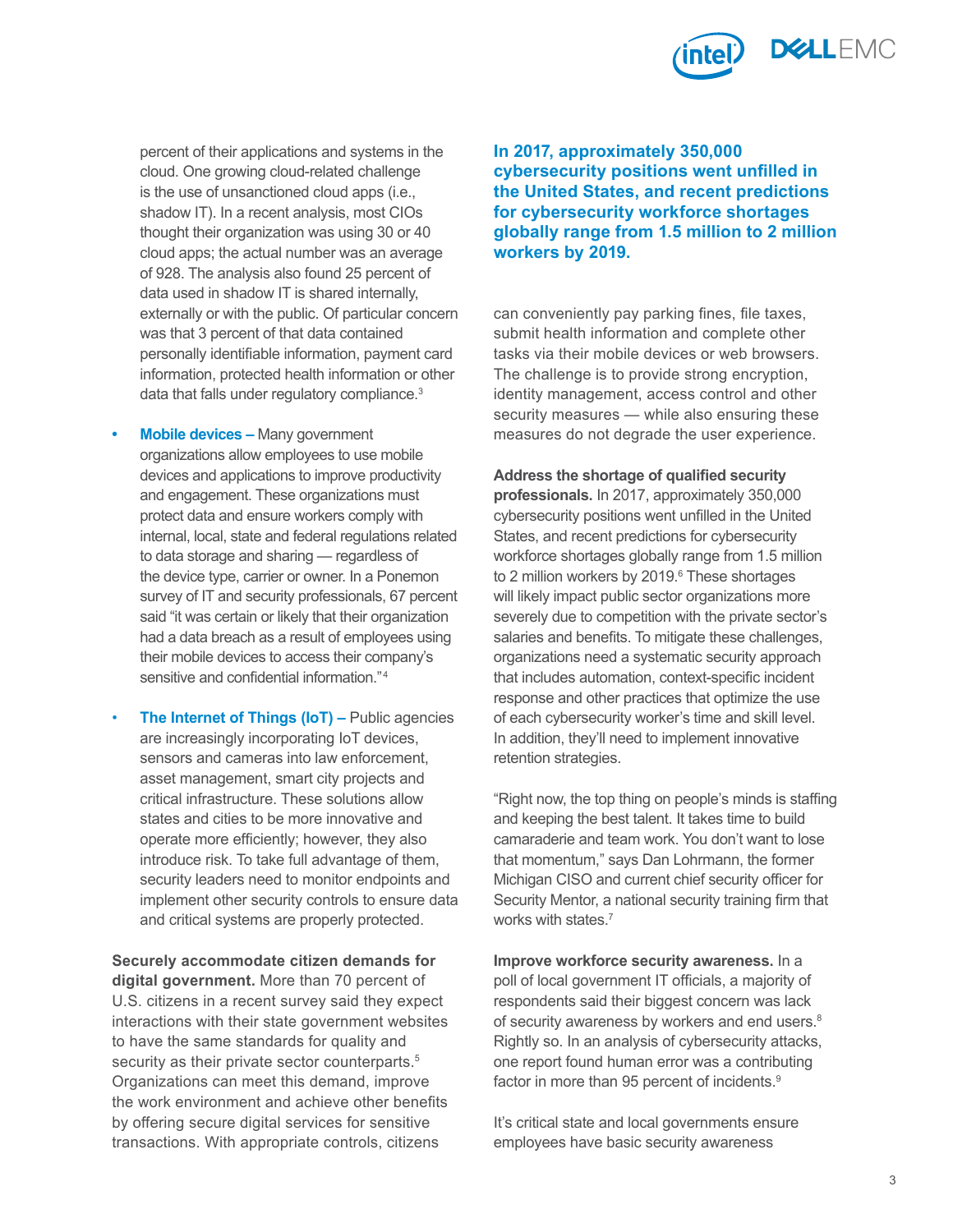percent of their applications and systems in the cloud. One growing cloud-related challenge is the use of unsanctioned cloud apps (i.e., shadow IT). In a recent analysis, most CIOs thought their organization was using 30 or 40 cloud apps; the actual number was an average of 928. The analysis also found 25 percent of data used in shadow IT is shared internally, externally or with the public. Of particular concern was that 3 percent of that data contained personally identifiable information, payment card information, protected health information or other data that falls under regulatory compliance.[3]

- **Mobile devices –** Many government organizations allow employees to use mobile devices and applications to improve productivity and engagement. These organizations must protect data and ensure workers comply with internal, local, state and federal regulations related to data storage and sharing — regardless of the device type, carrier or owner. In a Ponemon survey of IT and security professionals, 67 percent said "it was certain or likely that their organization had a data breach as a result of employees using their mobile devices to access their company's sensitive and confidential information."[4]

- **The Internet of Things (IoT) –** Public agencies are increasingly incorporating IoT devices, sensors and cameras into law enforcement, asset management, smart city projects and critical infrastructure. These solutions allow states and cities to be more innovative and operate more efficiently; however, they also introduce risk. To take full advantage of them, security leaders need to monitor endpoints and implement other security controls to ensure data and critical systems are properly protected.

**Securely accommodate citizen demands for digital government.** More than 70 percent of U.S. citizens in a recent survey said they expect interactions with their state government websites to have the same standards for quality and security as their private sector counterparts.[5] Organizations can meet this demand, improve the work environment and achieve other benefits by offering secure digital services for sensitive transactions. With appropriate controls, citizens can conveniently pay parking fines, file taxes, submit health information and complete other tasks via their mobile devices or web browsers. The challenge is to provide strong encryption, identity management, access control and other security measures — while also ensuring these measures do not degrade the user experience.

**In 2017, approximately 350,000 cybersecurity positions went unfilled in the United States, and recent predictions for cybersecurity workforce shortages globally range from 1.5 million to 2 million workers by 2019.**

**Address the shortage of qualified security professionals.** In 2017, approximately 350,000 cybersecurity positions went unfilled in the United States, and recent predictions for cybersecurity workforce shortages globally range from 1.5 million to 2 million workers by 2019.[6] These shortages will likely impact public sector organizations more severely due to competition with the private sector's salaries and benefits. To mitigate these challenges, organizations need a systematic security approach that includes automation, context-specific incident response and other practices that optimize the use of each cybersecurity worker's time and skill level. In addition, they'll need to implement innovative retention strategies.

"Right now, the top thing on people's minds is staffing and keeping the best talent. It takes time to build camaraderie and team work. You don't want to lose that momentum," says Dan Lohrmann, the former Michigan CISO and current chief security officer for Security Mentor, a national security training firm that works with states.[7]

**Improve workforce security awareness.** In a poll of local government IT officials, a majority of respondents said their biggest concern was lack of security awareness by workers and end users.[8] Rightly so. In an analysis of cybersecurity attacks, one report found human error was a contributing factor in more than 95 percent of incidents.[9]

It's critical state and local governments ensure employees have basic security awareness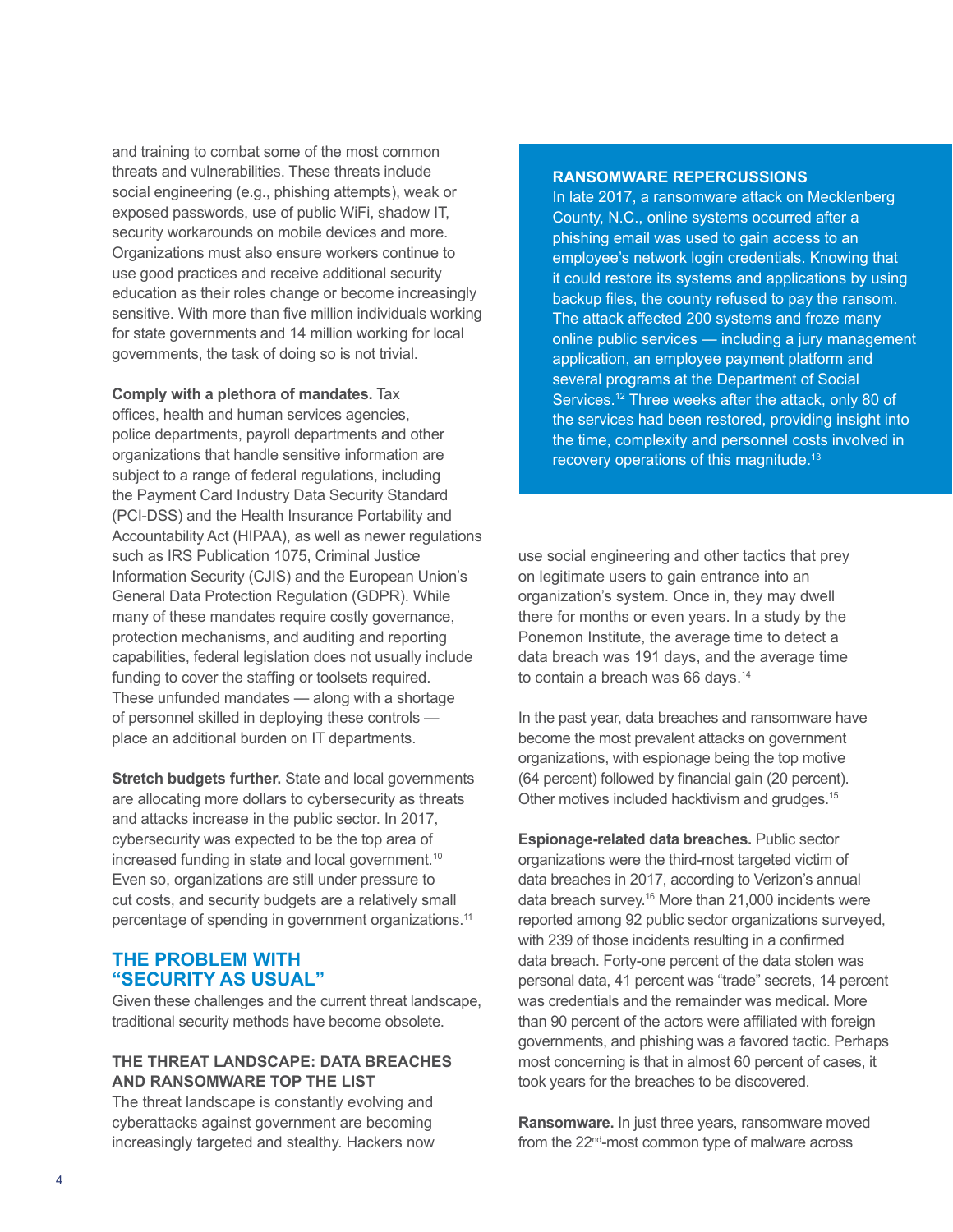and training to combat some of the most common threats and vulnerabilities. These threats include social engineering (e.g., phishing attempts), weak or exposed passwords, use of public WiFi, shadow IT, security workarounds on mobile devices and more. Organizations must also ensure workers continue to use good practices and receive additional security education as their roles change or become increasingly sensitive. With more than five million individuals working for state governments and 14 million working for local governments, the task of doing so is not trivial.

**Comply with a plethora of mandates.** Tax offices, health and human services agencies, police departments, payroll departments and other organizations that handle sensitive information are subject to a range of federal regulations, including the Payment Card Industry Data Security Standard (PCI-DSS) and the Health Insurance Portability and Accountability Act (HIPAA), as well as newer regulations such as IRS Publication 1075, Criminal Justice Information Security (CJIS) and the European Union's General Data Protection Regulation (GDPR). While many of these mandates require costly governance, protection mechanisms, and auditing and reporting capabilities, federal legislation does not usually include funding to cover the staffing or toolsets required. These unfunded mandates — along with a shortage of personnel skilled in deploying these controls — place an additional burden on IT departments.

**Stretch budgets further.** State and local governments are allocating more dollars to cybersecurity as threats and attacks increase in the public sector. In 2017, cybersecurity was expected to be the top area of increased funding in state and local government.[10] Even so, organizations are still under pressure to cut costs, and security budgets are a relatively small percentage of spending in government organizations.[11]

## THE PROBLEM WITH "SECURITY AS USUAL"

Given these challenges and the current threat landscape, traditional security methods have become obsolete.

### THE THREAT LANDSCAPE: DATA BREACHES AND RANSOMWARE TOP THE LIST

The threat landscape is constantly evolving and cyberattacks against government are becoming increasingly targeted and stealthy. Hackers now use social engineering and other tactics that prey on legitimate users to gain entrance into an organization's system. Once in, they may dwell there for months or even years. In a study by the Ponemon Institute, the average time to detect a data breach was 191 days, and the average time to contain a breach was 66 days.[14]

In the past year, data breaches and ransomware have become the most prevalent attacks on government organizations, with espionage being the top motive (64 percent) followed by financial gain (20 percent). Other motives included hacktivism and grudges.[15]

**Espionage-related data breaches.** Public sector organizations were the third-most targeted victim of data breaches in 2017, according to Verizon's annual data breach survey.[16] More than 21,000 incidents were reported among 92 public sector organizations surveyed, with 239 of those incidents resulting in a confirmed data breach. Forty-one percent of the data stolen was personal data, 41 percent was "trade" secrets, 14 percent was credentials and the remainder was medical. More than 90 percent of the actors were affiliated with foreign governments, and phishing was a favored tactic. Perhaps most concerning is that in almost 60 percent of cases, it took years for the breaches to be discovered.

**Ransomware.** In just three years, ransomware moved from the 22nd-most common type of malware across

### RANSOMWARE REPERCUSSIONS

In late 2017, a ransomware attack on Mecklenberg County, N.C., online systems occurred after a phishing email was used to gain access to an employee's network login credentials. Knowing that it could restore its systems and applications by using backup files, the county refused to pay the ransom. The attack affected 200 systems and froze many online public services — including a jury management application, an employee payment platform and several programs at the Department of Social Services.[12] Three weeks after the attack, only 80 of the services had been restored, providing insight into the time, complexity and personnel costs involved in recovery operations of this magnitude.[13]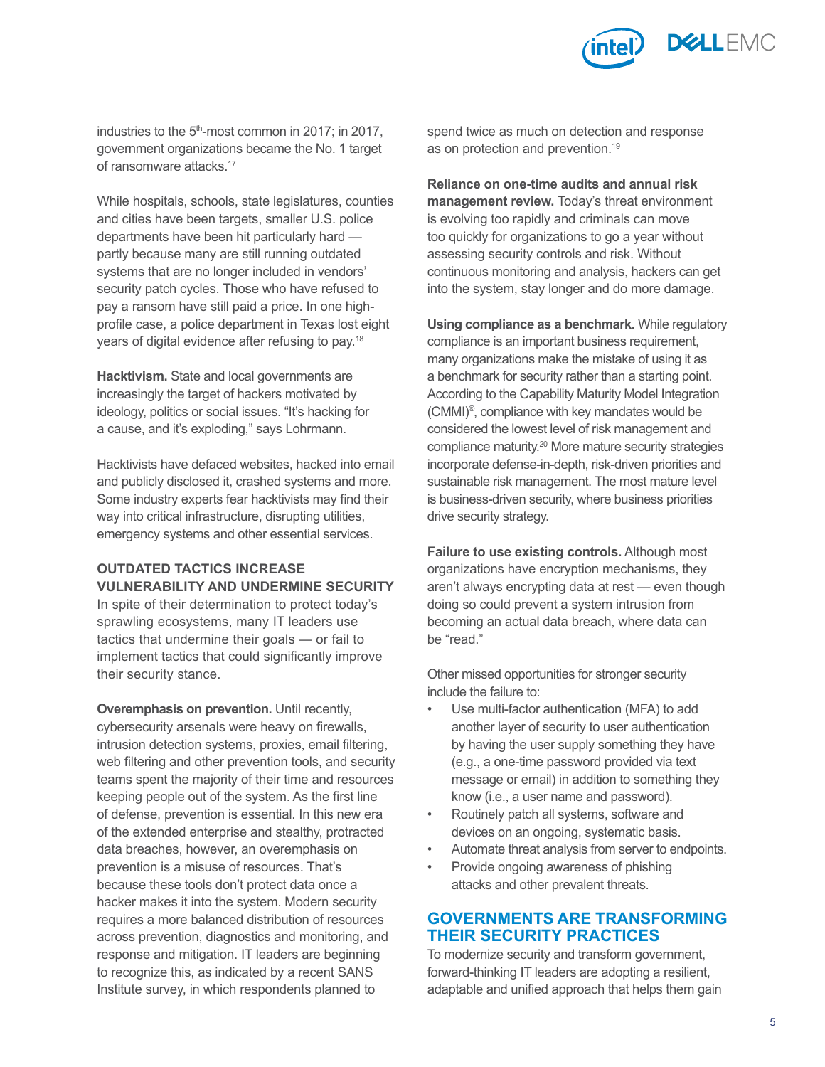industries to the 5th-most common in 2017; in 2017, government organizations became the No. 1 target of ransomware attacks.[17]

While hospitals, schools, state legislatures, counties and cities have been targets, smaller U.S. police departments have been hit particularly hard — partly because many are still running outdated systems that are no longer included in vendors' security patch cycles. Those who have refused to pay a ransom have still paid a price. In one high-profile case, a police department in Texas lost eight years of digital evidence after refusing to pay.[18]

**Hacktivism.** State and local governments are increasingly the target of hackers motivated by ideology, politics or social issues. "It's hacking for a cause, and it's exploding," says Lohrmann.

Hacktivists have defaced websites, hacked into email and publicly disclosed it, crashed systems and more. Some industry experts fear hacktivists may find their way into critical infrastructure, disrupting utilities, emergency systems and other essential services.

### OUTDATED TACTICS INCREASE VULNERABILITY AND UNDERMINE SECURITY

In spite of their determination to protect today's sprawling ecosystems, many IT leaders use tactics that undermine their goals — or fail to implement tactics that could significantly improve their security stance.

**Overemphasis on prevention.** Until recently, cybersecurity arsenals were heavy on firewalls, intrusion detection systems, proxies, email filtering, web filtering and other prevention tools, and security teams spent the majority of their time and resources keeping people out of the system. As the first line of defense, prevention is essential. In this new era of the extended enterprise and stealthy, protracted data breaches, however, an overemphasis on prevention is a misuse of resources. That's because these tools don't protect data once a hacker makes it into the system. Modern security requires a more balanced distribution of resources across prevention, diagnostics and monitoring, and response and mitigation. IT leaders are beginning to recognize this, as indicated by a recent SANS Institute survey, in which respondents planned to spend twice as much on detection and response as on protection and prevention.[19]

**Reliance on one-time audits and annual risk management review.** Today's threat environment is evolving too rapidly and criminals can move too quickly for organizations to go a year without assessing security controls and risk. Without continuous monitoring and analysis, hackers can get into the system, stay longer and do more damage.

**Using compliance as a benchmark.** While regulatory compliance is an important business requirement, many organizations make the mistake of using it as a benchmark for security rather than a starting point. According to the Capability Maturity Model Integration (CMMI)®, compliance with key mandates would be considered the lowest level of risk management and compliance maturity.[20] More mature security strategies incorporate defense-in-depth, risk-driven priorities and sustainable risk management. The most mature level is business-driven security, where business priorities drive security strategy.

**Failure to use existing controls.** Although most organizations have encryption mechanisms, they aren't always encrypting data at rest — even though doing so could prevent a system intrusion from becoming an actual data breach, where data can be "read."

Other missed opportunities for stronger security include the failure to:

- Use multi-factor authentication (MFA) to add another layer of security to user authentication by having the user supply something they have (e.g., a one-time password provided via text message or email) in addition to something they know (i.e., a user name and password).
- Routinely patch all systems, software and devices on an ongoing, systematic basis.
- Automate threat analysis from server to endpoints.
- Provide ongoing awareness of phishing attacks and other prevalent threats.

## GOVERNMENTS ARE TRANSFORMING THEIR SECURITY PRACTICES

To modernize security and transform government, forward-thinking IT leaders are adopting a resilient, adaptable and unified approach that helps them gain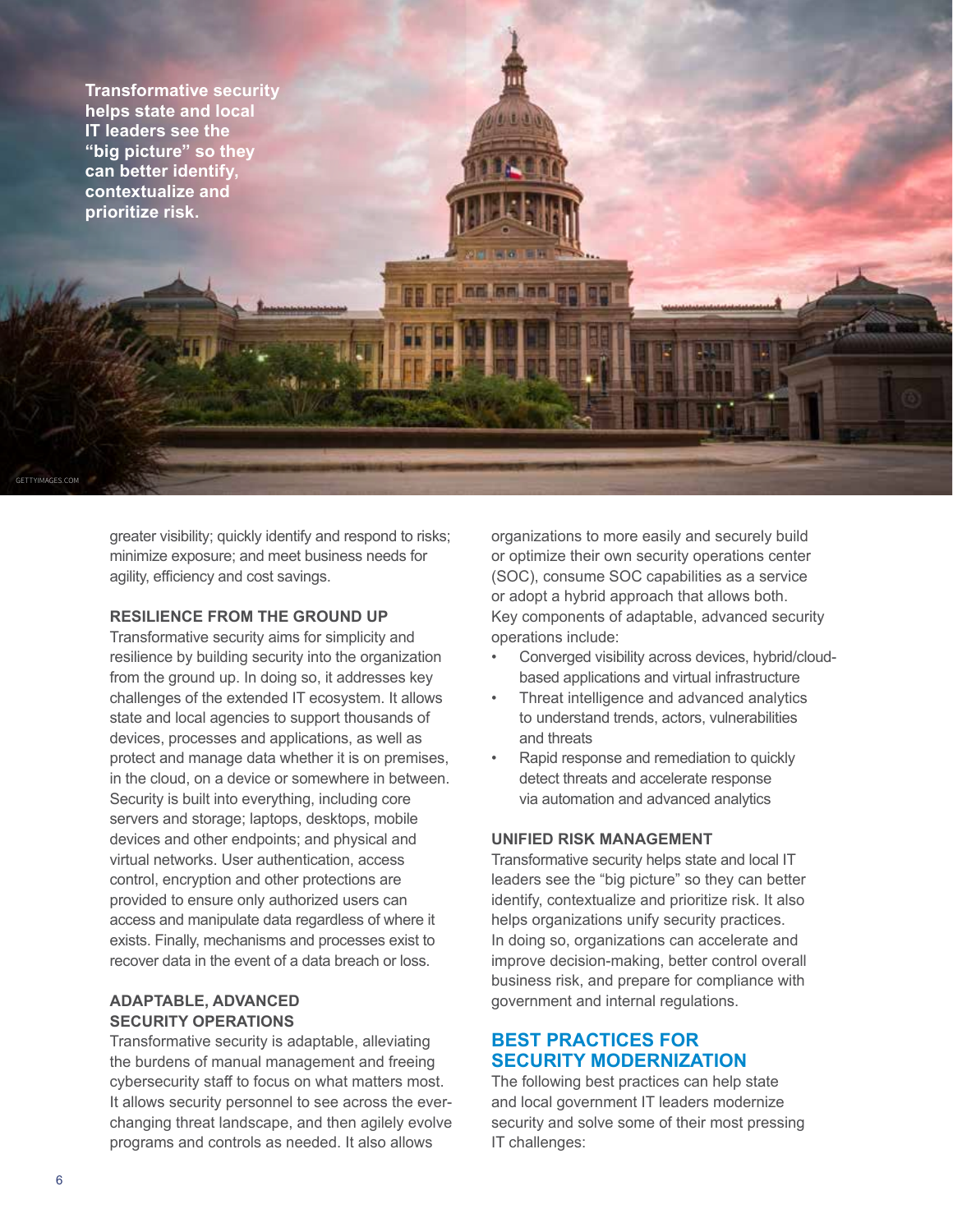Transformative security helps state and local IT leaders see the "big picture" so they can better identify, contextualize and prioritize risk.

greater visibility; quickly identify and respond to risks; minimize exposure; and meet business needs for agility, efficiency and cost savings.

### RESILIENCE FROM THE GROUND UP

Transformative security aims for simplicity and resilience by building security into the organization from the ground up. In doing so, it addresses key challenges of the extended IT ecosystem. It allows state and local agencies to support thousands of devices, processes and applications, as well as protect and manage data whether it is on premises, in the cloud, on a device or somewhere in between. Security is built into everything, including core servers and storage; laptops, desktops, mobile devices and other endpoints; and physical and virtual networks. User authentication, access control, encryption and other protections are provided to ensure only authorized users can access and manipulate data regardless of where it exists. Finally, mechanisms and processes exist to recover data in the event of a data breach or loss.

### ADAPTABLE, ADVANCED SECURITY OPERATIONS

Transformative security is adaptable, alleviating the burdens of manual management and freeing cybersecurity staff to focus on what matters most. It allows security personnel to see across the ever-changing threat landscape, and then agilely evolve programs and controls as needed. It also allows organizations to more easily and securely build or optimize their own security operations center (SOC), consume SOC capabilities as a service or adopt a hybrid approach that allows both. Key components of adaptable, advanced security operations include:

- Converged visibility across devices, hybrid/cloud-based applications and virtual infrastructure
- Threat intelligence and advanced analytics to understand trends, actors, vulnerabilities and threats
- Rapid response and remediation to quickly detect threats and accelerate response via automation and advanced analytics

### UNIFIED RISK MANAGEMENT

Transformative security helps state and local IT leaders see the "big picture" so they can better identify, contextualize and prioritize risk. It also helps organizations unify security practices. In doing so, organizations can accelerate and improve decision-making, better control overall business risk, and prepare for compliance with government and internal regulations.

## BEST PRACTICES FOR SECURITY MODERNIZATION

The following best practices can help state and local government IT leaders modernize security and solve some of their most pressing IT challenges: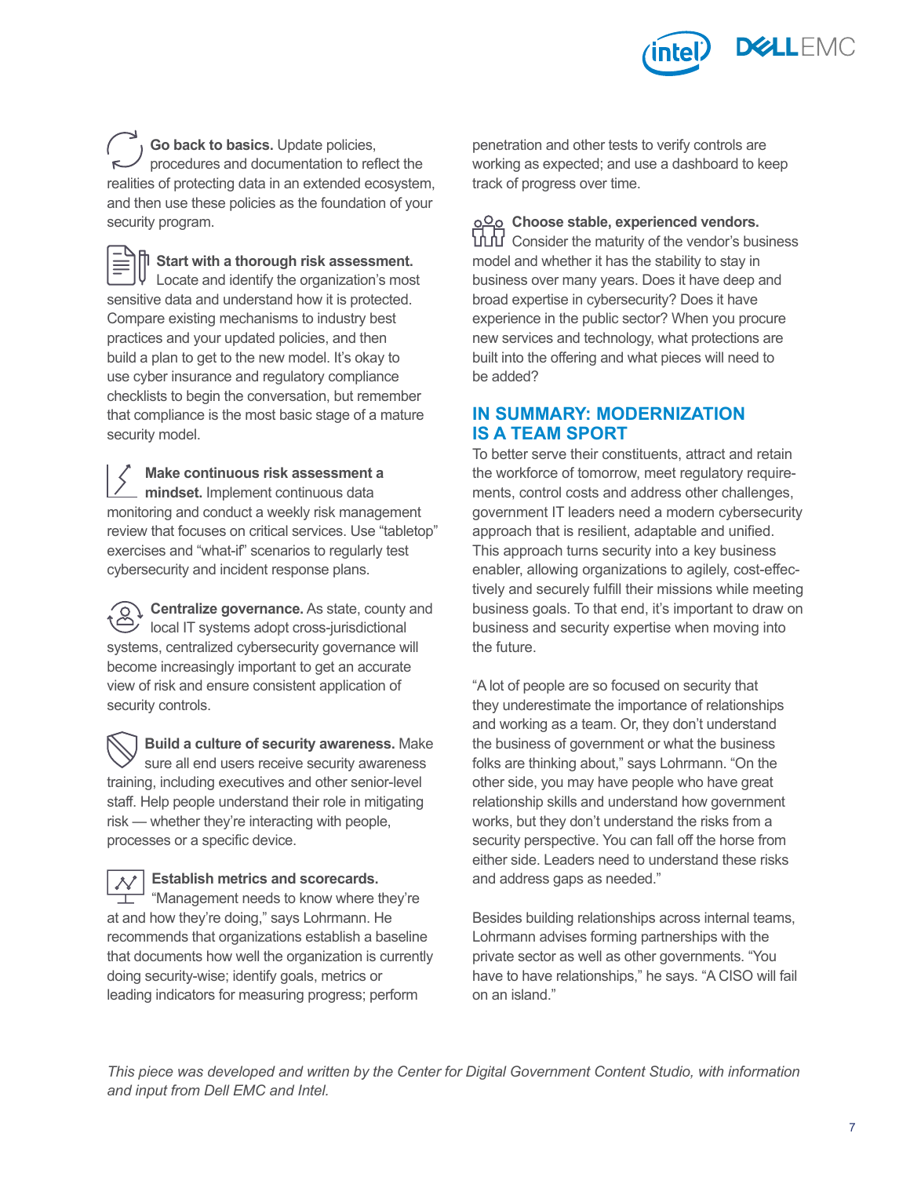**Go back to basics.** Update policies, procedures and documentation to reflect the realities of protecting data in an extended ecosystem, and then use these policies as the foundation of your security program.

**Start with a thorough risk assessment.** Locate and identify the organization's most sensitive data and understand how it is protected. Compare existing mechanisms to industry best practices and your updated policies, and then build a plan to get to the new model. It's okay to use cyber insurance and regulatory compliance checklists to begin the conversation, but remember that compliance is the most basic stage of a mature security model.

**Make continuous risk assessment a mindset.** Implement continuous data monitoring and conduct a weekly risk management review that focuses on critical services. Use "tabletop" exercises and "what-if" scenarios to regularly test cybersecurity and incident response plans.

**Centralize governance.** As state, county and local IT systems adopt cross-jurisdictional systems, centralized cybersecurity governance will become increasingly important to get an accurate view of risk and ensure consistent application of security controls.

**Build a culture of security awareness.** Make sure all end users receive security awareness training, including executives and other senior-level staff. Help people understand their role in mitigating risk — whether they're interacting with people, processes or a specific device.

**Establish metrics and scorecards.** "Management needs to know where they're at and how they're doing," says Lohrmann. He recommends that organizations establish a baseline that documents how well the organization is currently doing security-wise; identify goals, metrics or leading indicators for measuring progress; perform penetration and other tests to verify controls are working as expected; and use a dashboard to keep track of progress over time.

**Choose stable, experienced vendors.** Consider the maturity of the vendor's business model and whether it has the stability to stay in business over many years. Does it have deep and broad expertise in cybersecurity? Does it have experience in the public sector? When you procure new services and technology, what protections are built into the offering and what pieces will need to be added?

## IN SUMMARY: MODERNIZATION IS A TEAM SPORT

To better serve their constituents, attract and retain the workforce of tomorrow, meet regulatory requirements, control costs and address other challenges, government IT leaders need a modern cybersecurity approach that is resilient, adaptable and unified. This approach turns security into a key business enabler, allowing organizations to agilely, cost-effectively and securely fulfill their missions while meeting business goals. To that end, it's important to draw on business and security expertise when moving into the future.

"A lot of people are so focused on security that they underestimate the importance of relationships and working as a team. Or, they don't understand the business of government or what the business folks are thinking about," says Lohrmann. "On the other side, you may have people who have great relationship skills and understand how government works, but they don't understand the risks from a security perspective. You can fall off the horse from either side. Leaders need to understand these risks and address gaps as needed."

Besides building relationships across internal teams, Lohrmann advises forming partnerships with the private sector as well as other governments. "You have to have relationships," he says. "A CISO will fail on an island."

*This piece was developed and written by the Center for Digital Government Content Studio, with information and input from Dell EMC and Intel.*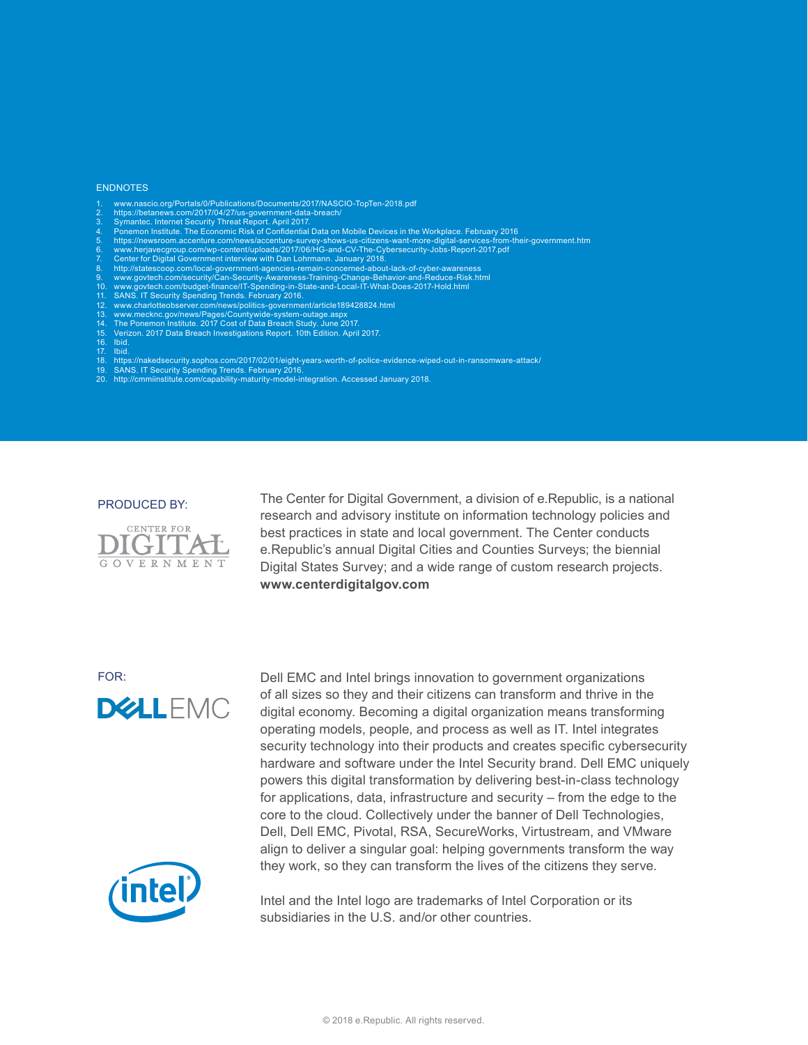## ENDNOTES

1. www.nascio.org/Portals/0/Publications/Documents/2017/NASCIO-TopTen-2018.pdf
2. https://betanews.com/2017/04/27/us-government-data-breach/
3. Symantec. Internet Security Threat Report. April 2017.
4. Ponemon Institute. The Economic Risk of Confidential Data on Mobile Devices in the Workplace. February 2016
5. https://newsroom.accenture.com/news/accenture-survey-shows-us-citizens-want-more-digital-services-from-their-government.htm
6. www.herjavecgroup.com/wp-content/uploads/2017/06/HG-and-CV-The-Cybersecurity-Jobs-Report-2017.pdf
7. Center for Digital Government interview with Dan Lohrmann. January 2018.
8. http://statescoop.com/local-government-agencies-remain-concerned-about-lack-of-cyber-awareness
9. www.govtech.com/security/Can-Security-Awareness-Training-Change-Behavior-and-Reduce-Risk.html
10. www.govtech.com/budget-finance/IT-Spending-in-State-and-Local-IT-What-Does-2017-Hold.html
11. SANS. IT Security Spending Trends. February 2016.
12. www.charlotteobserver.com/news/politics-government/article189428824.html
13. www.mecknc.gov/news/Pages/Countywide-system-outage.aspx
14. The Ponemon Institute. 2017 Cost of Data Breach Study. June 2017.
15. Verizon. 2017 Data Breach Investigations Report. 10th Edition. April 2017.
16. Ibid.
17. Ibid.
18. https://nakedsecurity.sophos.com/2017/02/01/eight-years-worth-of-police-evidence-wiped-out-in-ransomware-attack/
19. SANS. IT Security Spending Trends. February 2016.
20. http://cmmiinstitute.com/capability-maturity-model-integration. Accessed January 2018.

PRODUCED BY:

CENTER FOR DIGITAL GOVERNMENT

The Center for Digital Government, a division of e.Republic, is a national research and advisory institute on information technology policies and best practices in state and local government. The Center conducts e.Republic's annual Digital Cities and Counties Surveys; the biennial Digital States Survey; and a wide range of custom research projects. **www.centerdigitalgov.com**

FOR:

DELL EMC

Dell EMC and Intel brings innovation to government organizations of all sizes so they and their citizens can transform and thrive in the digital economy. Becoming a digital organization means transforming operating models, people, and process as well as IT. Intel integrates security technology into their products and creates specific cybersecurity hardware and software under the Intel Security brand. Dell EMC uniquely powers this digital transformation by delivering best-in-class technology for applications, data, infrastructure and security – from the edge to the core to the cloud. Collectively under the banner of Dell Technologies, Dell, Dell EMC, Pivotal, RSA, SecureWorks, Virtustream, and VMware align to deliver a singular goal: helping governments transform the way they work, so they can transform the lives of the citizens they serve.

intel

Intel and the Intel logo are trademarks of Intel Corporation or its subsidiaries in the U.S. and/or other countries.

© 2018 e.Republic. All rights reserved.